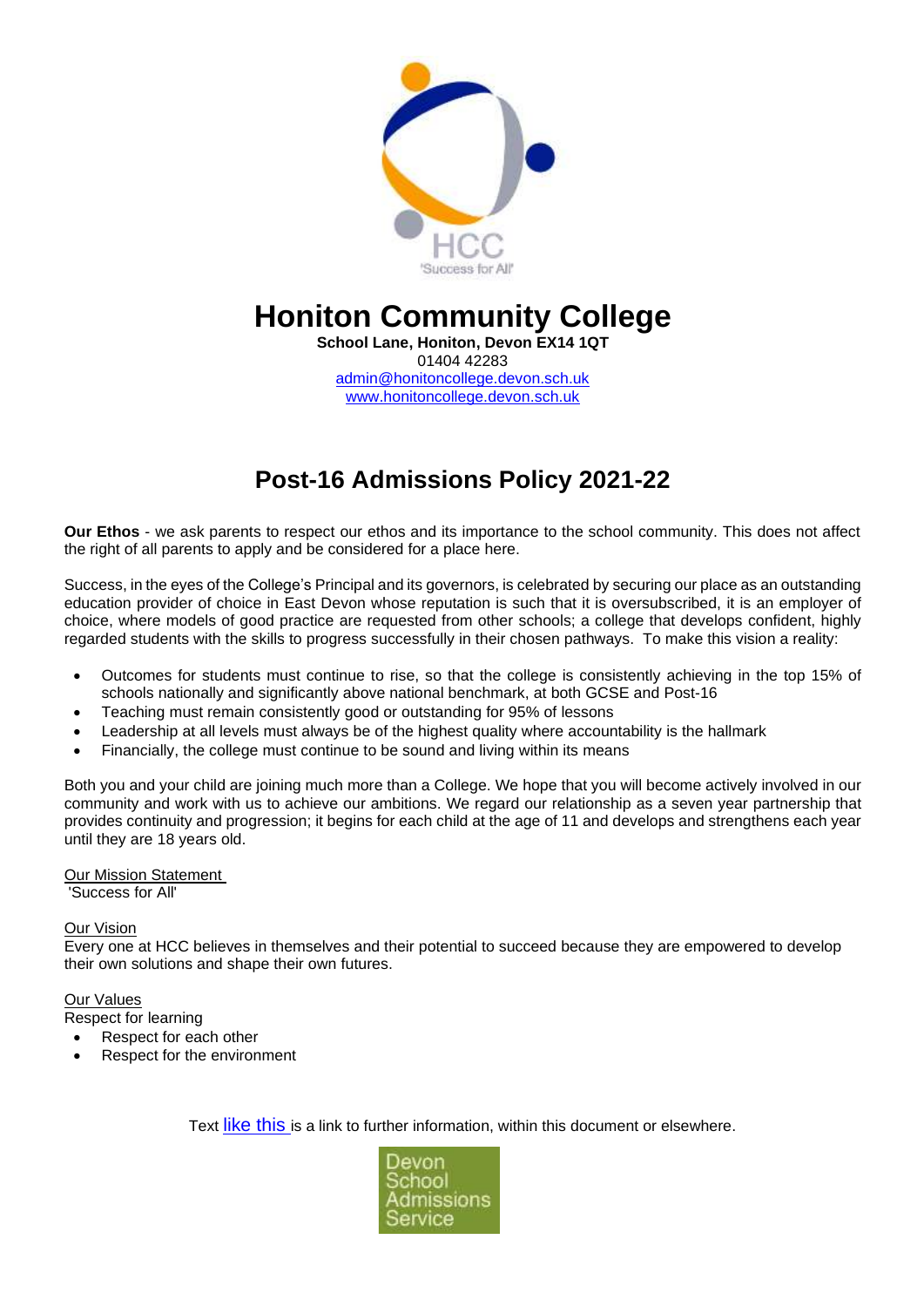# Honiton Community College

**School Lane, Honiton, Devon EX14 1QT**
01404 42283
[admin@honitoncollege.devon.sch.uk](mailto:admin@honitoncollege.devon.sch.uk)
[www.honitoncollege.devon.sch.uk](http://www.honitoncollege.devon.sch.uk)

## Post-16 Admissions Policy 2021-22

**Our Ethos** - we ask parents to respect our ethos and its importance to the school community. This does not affect the right of all parents to apply and be considered for a place here.

Success, in the eyes of the College's Principal and its governors, is celebrated by securing our place as an outstanding education provider of choice in East Devon whose reputation is such that it is oversubscribed, it is an employer of choice, where models of good practice are requested from other schools; a college that develops confident, highly regarded students with the skills to progress successfully in their chosen pathways. To make this vision a reality:

- Outcomes for students must continue to rise, so that the college is consistently achieving in the top 15% of schools nationally and significantly above national benchmark, at both GCSE and Post-16
- Teaching must remain consistently good or outstanding for 95% of lessons
- Leadership at all levels must always be of the highest quality where accountability is the hallmark
- Financially, the college must continue to be sound and living within its means

Both you and your child are joining much more than a College. We hope that you will become actively involved in our community and work with us to achieve our ambitions. We regard our relationship as a seven year partnership that provides continuity and progression; it begins for each child at the age of 11 and develops and strengthens each year until they are 18 years old.

Our Mission Statement
'Success for All'

Our Vision
Every one at HCC believes in themselves and their potential to succeed because they are empowered to develop their own solutions and shape their own futures.

Our Values
Respect for learning
- Respect for each other
- Respect for the environment

Text like this is a link to further information, within this document or elsewhere.

Devon School Admissions Service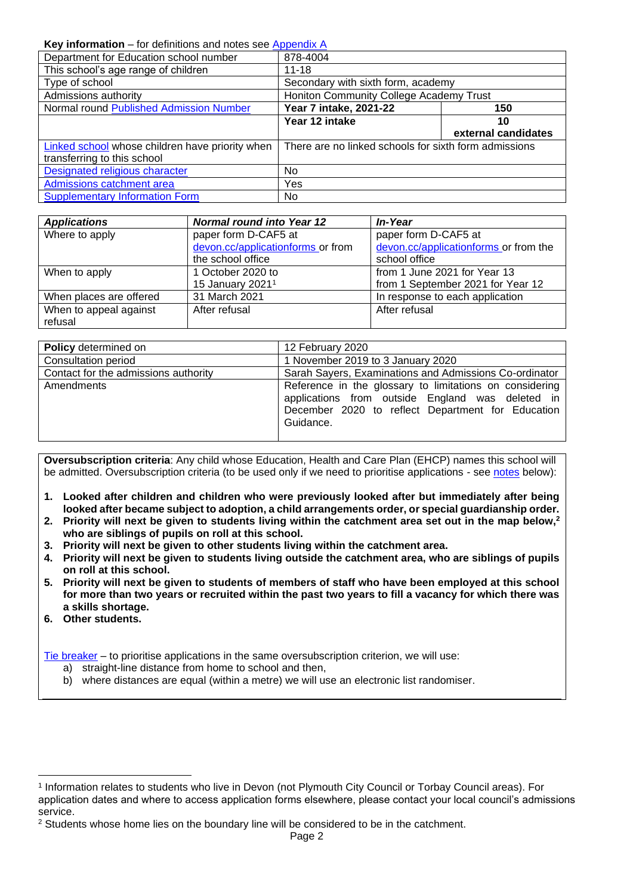**Key information** – for definitions and notes see Appendix A

| Department for Education school number | 878-4004 | |
|---|---|---|
| This school's age range of children | 11-18 | |
| Type of school | Secondary with sixth form, academy | |
| Admissions authority | Honiton Community College Academy Trust | |
| Normal round Published Admission Number | **Year 7 intake, 2021-22** | **150** |
| | **Year 12 intake** | **10 external candidates** |
| Linked school whose children have priority when transferring to this school | There are no linked schools for sixth form admissions | |
| Designated religious character | No | |
| Admissions catchment area | Yes | |
| Supplementary Information Form | No | |

| *Applications* | *Normal round into Year 12* | *In-Year* |
|---|---|---|
| Where to apply | paper form D-CAF5 at devon.cc/applicationforms or from the school office | paper form D-CAF5 at devon.cc/applicationforms or from the school office |
| When to apply | 1 October 2020 to 15 January 2021[1] | from 1 June 2021 for Year 13 from 1 September 2021 for Year 12 |
| When places are offered | 31 March 2021 | In response to each application |
| When to appeal against refusal | After refusal | After refusal |

| **Policy** determined on | 12 February 2020 |
|---|---|
| Consultation period | 1 November 2019 to 3 January 2020 |
| Contact for the admissions authority | Sarah Sayers, Examinations and Admissions Co-ordinator |
| Amendments | Reference in the glossary to limitations on considering applications from outside England was deleted in December 2020 to reflect Department for Education Guidance. |

**Oversubscription criteria**: Any child whose Education, Health and Care Plan (EHCP) names this school will be admitted. Oversubscription criteria (to be used only if we need to prioritise applications - see notes below):

1. **Looked after children and children who were previously looked after but immediately after being looked after became subject to adoption, a child arrangements order, or special guardianship order.**
2. **Priority will next be given to students living within the catchment area set out in the map below,[2] who are siblings of pupils on roll at this school.**
3. **Priority will next be given to other students living within the catchment area.**
4. **Priority will next be given to students living outside the catchment area, who are siblings of pupils on roll at this school.**
5. **Priority will next be given to students of members of staff who have been employed at this school for more than two years or recruited within the past two years to fill a vacancy for which there was a skills shortage.**
6. **Other students.**

Tie breaker – to prioritise applications in the same oversubscription criterion, we will use:

a) straight-line distance from home to school and then,
b) where distances are equal (within a metre) we will use an electronic list randomiser.

[1] Information relates to students who live in Devon (not Plymouth City Council or Torbay Council areas). For application dates and where to access application forms elsewhere, please contact your local council's admissions service.

[2] Students whose home lies on the boundary line will be considered to be in the catchment.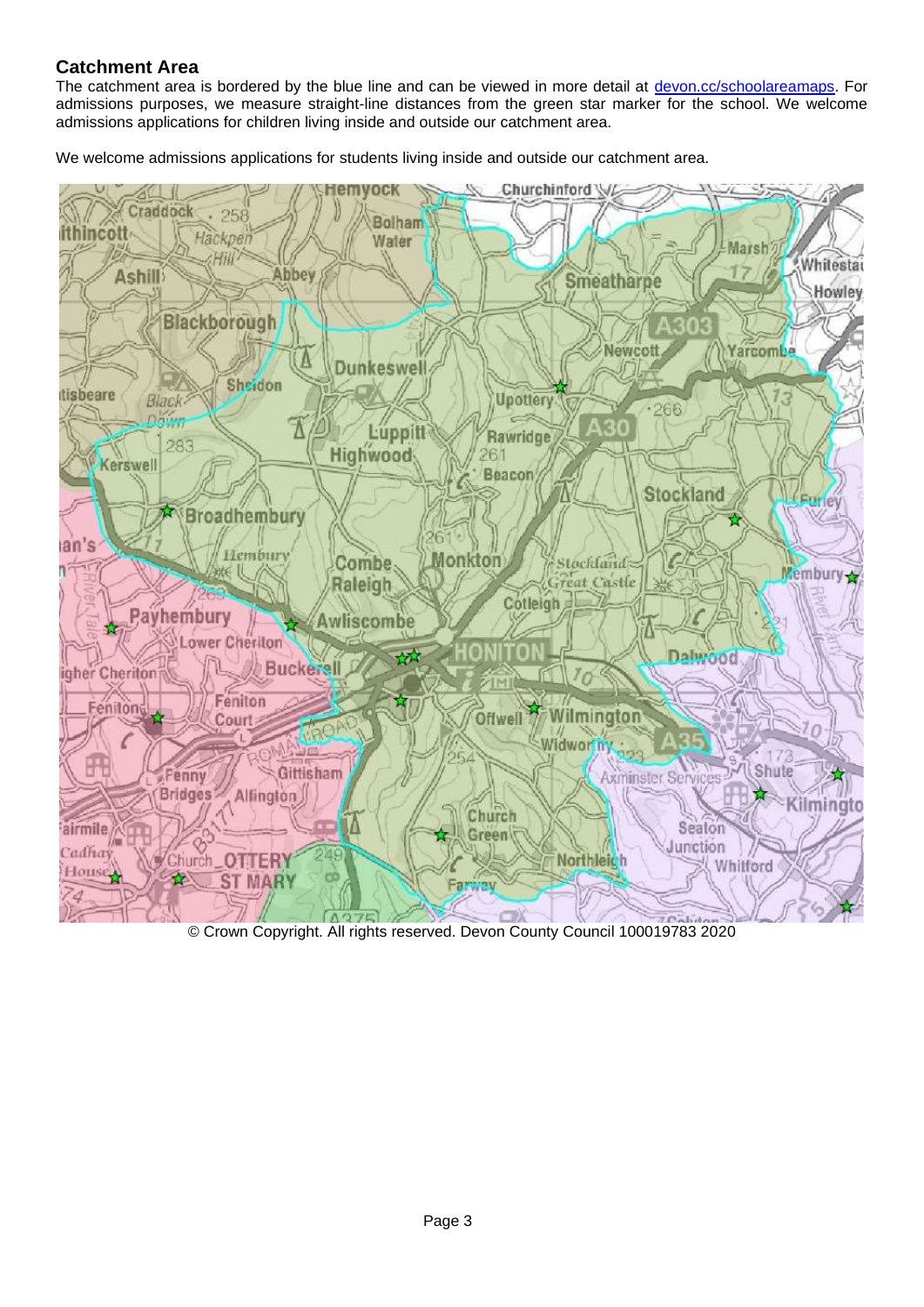## Catchment Area

The catchment area is bordered by the blue line and can be viewed in more detail at [devon.cc/schoolareamaps](devon.cc/schoolareamaps). For admissions purposes, we measure straight-line distances from the green star marker for the school. We welcome admissions applications for children living inside and outside our catchment area.

We welcome admissions applications for students living inside and outside our catchment area.

© Crown Copyright. All rights reserved. Devon County Council 100019783 2020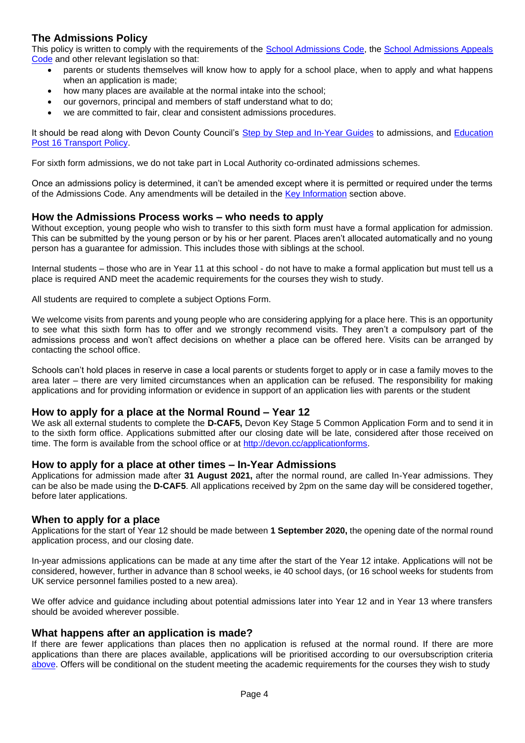## The Admissions Policy

This policy is written to comply with the requirements of the [School Admissions Code](), the [School Admissions Appeals Code]() and other relevant legislation so that:

- parents or students themselves will know how to apply for a school place, when to apply and what happens when an application is made;
- how many places are available at the normal intake into the school;
- our governors, principal and members of staff understand what to do;
- we are committed to fair, clear and consistent admissions procedures.

It should be read along with Devon County Council's [Step by Step and In-Year Guides]() to admissions, and [Education Post 16 Transport Policy]().

For sixth form admissions, we do not take part in Local Authority co-ordinated admissions schemes.

Once an admissions policy is determined, it can't be amended except where it is permitted or required under the terms of the Admissions Code. Any amendments will be detailed in the [Key Information]() section above.

## How the Admissions Process works – who needs to apply

Without exception, young people who wish to transfer to this sixth form must have a formal application for admission. This can be submitted by the young person or by his or her parent. Places aren't allocated automatically and no young person has a guarantee for admission. This includes those with siblings at the school.

Internal students – those who are in Year 11 at this school - do not have to make a formal application but must tell us a place is required AND meet the academic requirements for the courses they wish to study.

All students are required to complete a subject Options Form.

We welcome visits from parents and young people who are considering applying for a place here. This is an opportunity to see what this sixth form has to offer and we strongly recommend visits. They aren't a compulsory part of the admissions process and won't affect decisions on whether a place can be offered here. Visits can be arranged by contacting the school office.

Schools can't hold places in reserve in case a local parents or students forget to apply or in case a family moves to the area later – there are very limited circumstances when an application can be refused. The responsibility for making applications and for providing information or evidence in support of an application lies with parents or the student

## How to apply for a place at the Normal Round – Year 12

We ask all external students to complete the **D-CAF5,** Devon Key Stage 5 Common Application Form and to send it in to the sixth form office. Applications submitted after our closing date will be late, considered after those received on time. The form is available from the school office or at [http://devon.cc/applicationforms](http://devon.cc/applicationforms).

## How to apply for a place at other times – In-Year Admissions

Applications for admission made after **31 August 2021,** after the normal round, are called In-Year admissions. They can be also be made using the **D-CAF5**. All applications received by 2pm on the same day will be considered together, before later applications.

## When to apply for a place

Applications for the start of Year 12 should be made between **1 September 2020,** the opening date of the normal round application process, and our closing date.

In-year admissions applications can be made at any time after the start of the Year 12 intake. Applications will not be considered, however, further in advance than 8 school weeks, ie 40 school days, (or 16 school weeks for students from UK service personnel families posted to a new area).

We offer advice and guidance including about potential admissions later into Year 12 and in Year 13 where transfers should be avoided wherever possible.

## What happens after an application is made?

If there are fewer applications than places then no application is refused at the normal round. If there are more applications than there are places available, applications will be prioritised according to our oversubscription criteria [above](). Offers will be conditional on the student meeting the academic requirements for the courses they wish to study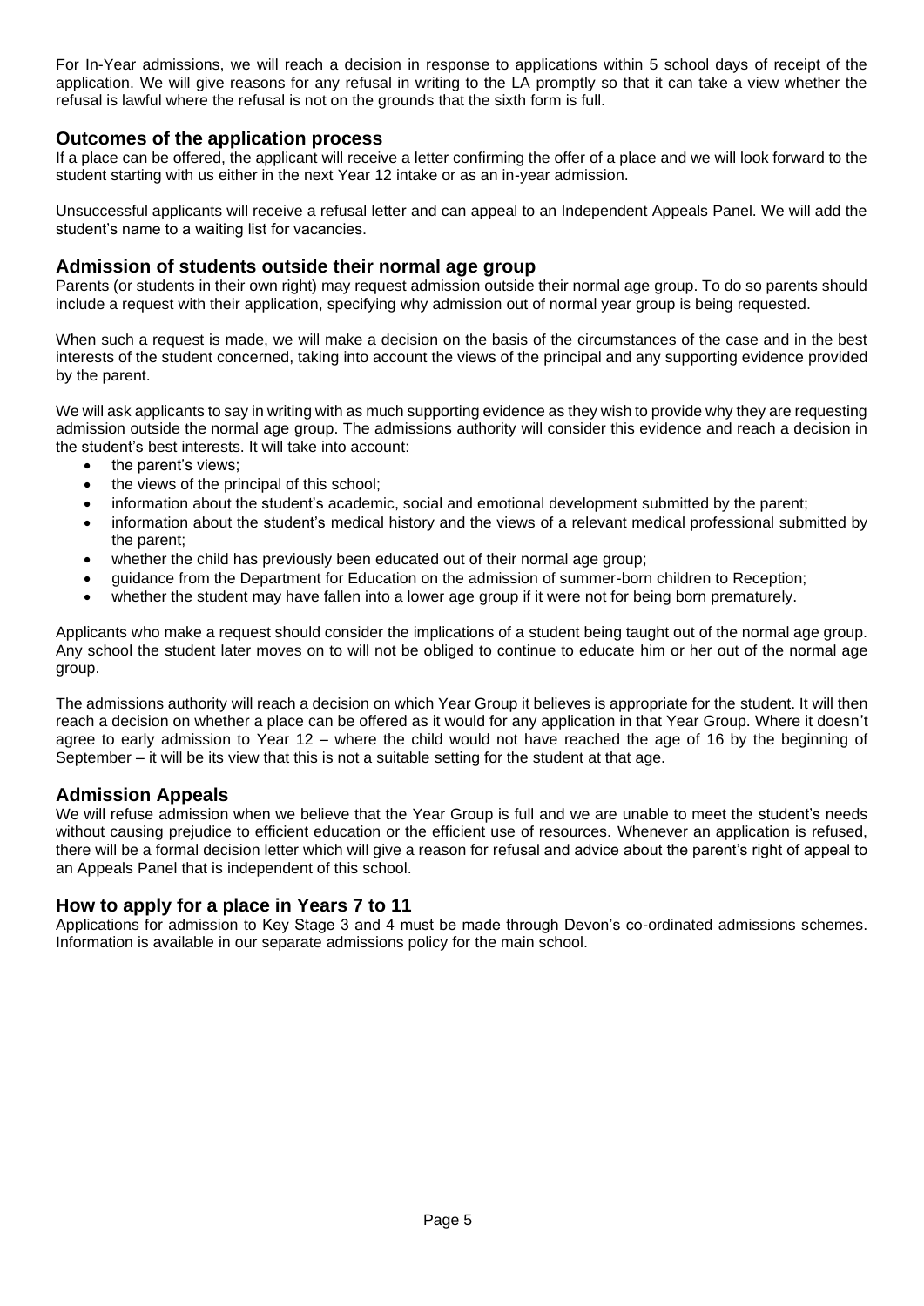For In-Year admissions, we will reach a decision in response to applications within 5 school days of receipt of the application. We will give reasons for any refusal in writing to the LA promptly so that it can take a view whether the refusal is lawful where the refusal is not on the grounds that the sixth form is full.

## Outcomes of the application process

If a place can be offered, the applicant will receive a letter confirming the offer of a place and we will look forward to the student starting with us either in the next Year 12 intake or as an in-year admission.

Unsuccessful applicants will receive a refusal letter and can appeal to an Independent Appeals Panel. We will add the student's name to a waiting list for vacancies.

## Admission of students outside their normal age group

Parents (or students in their own right) may request admission outside their normal age group. To do so parents should include a request with their application, specifying why admission out of normal year group is being requested.

When such a request is made, we will make a decision on the basis of the circumstances of the case and in the best interests of the student concerned, taking into account the views of the principal and any supporting evidence provided by the parent.

We will ask applicants to say in writing with as much supporting evidence as they wish to provide why they are requesting admission outside the normal age group. The admissions authority will consider this evidence and reach a decision in the student's best interests. It will take into account:

- the parent's views;
- the views of the principal of this school;
- information about the student's academic, social and emotional development submitted by the parent;
- information about the student's medical history and the views of a relevant medical professional submitted by the parent;
- whether the child has previously been educated out of their normal age group;
- guidance from the Department for Education on the admission of summer-born children to Reception;
- whether the student may have fallen into a lower age group if it were not for being born prematurely.

Applicants who make a request should consider the implications of a student being taught out of the normal age group. Any school the student later moves on to will not be obliged to continue to educate him or her out of the normal age group.

The admissions authority will reach a decision on which Year Group it believes is appropriate for the student. It will then reach a decision on whether a place can be offered as it would for any application in that Year Group. Where it doesn't agree to early admission to Year 12 – where the child would not have reached the age of 16 by the beginning of September – it will be its view that this is not a suitable setting for the student at that age.

## Admission Appeals

We will refuse admission when we believe that the Year Group is full and we are unable to meet the student's needs without causing prejudice to efficient education or the efficient use of resources. Whenever an application is refused, there will be a formal decision letter which will give a reason for refusal and advice about the parent's right of appeal to an Appeals Panel that is independent of this school.

## How to apply for a place in Years 7 to 11

Applications for admission to Key Stage 3 and 4 must be made through Devon's co-ordinated admissions schemes. Information is available in our separate admissions policy for the main school.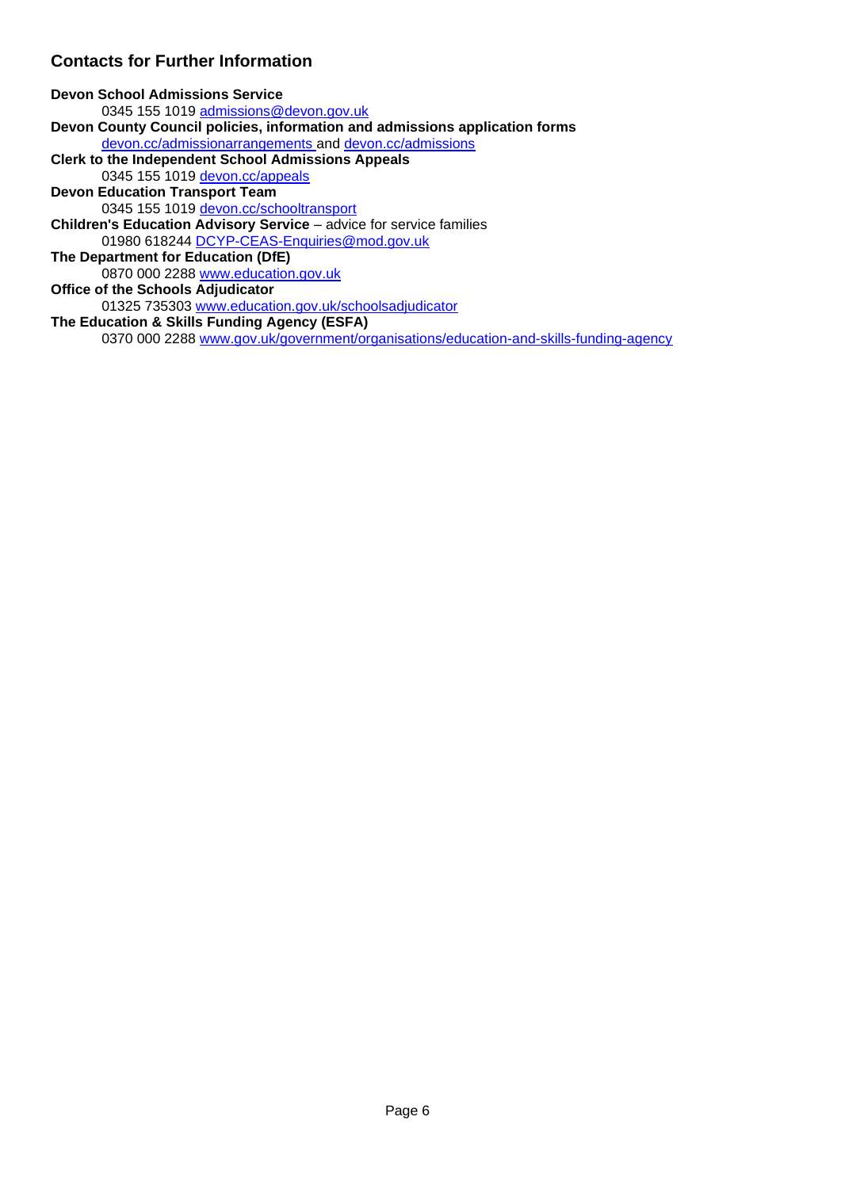## Contacts for Further Information

**Devon School Admissions Service**
0345 155 1019 admissions@devon.gov.uk

**Devon County Council policies, information and admissions application forms**
devon.cc/admissionarrangements and devon.cc/admissions

**Clerk to the Independent School Admissions Appeals**
0345 155 1019 devon.cc/appeals

**Devon Education Transport Team**
0345 155 1019 devon.cc/schooltransport

**Children's Education Advisory Service** – advice for service families
01980 618244 DCYP-CEAS-Enquiries@mod.gov.uk

**The Department for Education (DfE)**
0870 000 2288 www.education.gov.uk

**Office of the Schools Adjudicator**
01325 735303 www.education.gov.uk/schoolsadjudicator

**The Education & Skills Funding Agency (ESFA)**
0370 000 2288 www.gov.uk/government/organisations/education-and-skills-funding-agency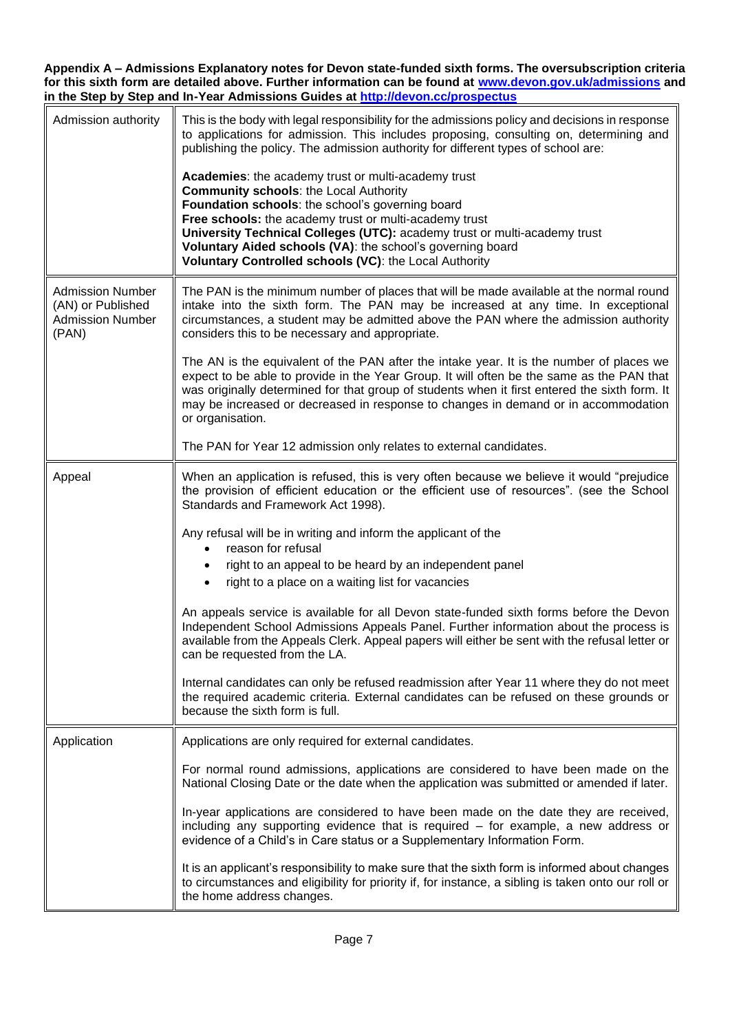**Appendix A – Admissions Explanatory notes for Devon state-funded sixth forms. The oversubscription criteria for this sixth form are detailed above. Further information can be found at [www.devon.gov.uk/admissions](http://www.devon.gov.uk/admissions) and in the Step by Step and In-Year Admissions Guides at [http://devon.cc/prospectus](http://devon.cc/prospectus)**

| | |
|---|---|
| Admission authority | This is the body with legal responsibility for the admissions policy and decisions in response to applications for admission. This includes proposing, consulting on, determining and publishing the policy. The admission authority for different types of school are:<br><br>**Academies**: the academy trust or multi-academy trust<br>**Community schools**: the Local Authority<br>**Foundation schools**: the school's governing board<br>**Free schools:** the academy trust or multi-academy trust<br>**University Technical Colleges (UTC):** academy trust or multi-academy trust<br>**Voluntary Aided schools (VA)**: the school's governing board<br>**Voluntary Controlled schools (VC)**: the Local Authority |
| Admission Number (AN) or Published Admission Number (PAN) | The PAN is the minimum number of places that will be made available at the normal round intake into the sixth form. The PAN may be increased at any time. In exceptional circumstances, a student may be admitted above the PAN where the admission authority considers this to be necessary and appropriate.<br><br>The AN is the equivalent of the PAN after the intake year. It is the number of places we expect to be able to provide in the Year Group. It will often be the same as the PAN that was originally determined for that group of students when it first entered the sixth form. It may be increased or decreased in response to changes in demand or in accommodation or organisation.<br><br>The PAN for Year 12 admission only relates to external candidates. |
| Appeal | When an application is refused, this is very often because we believe it would "prejudice the provision of efficient education or the efficient use of resources". (see the School Standards and Framework Act 1998).<br><br>Any refusal will be in writing and inform the applicant of the<br>• reason for refusal<br>• right to an appeal to be heard by an independent panel<br>• right to a place on a waiting list for vacancies<br><br>An appeals service is available for all Devon state-funded sixth forms before the Devon Independent School Admissions Appeals Panel. Further information about the process is available from the Appeals Clerk. Appeal papers will either be sent with the refusal letter or can be requested from the LA.<br><br>Internal candidates can only be refused readmission after Year 11 where they do not meet the required academic criteria. External candidates can be refused on these grounds or because the sixth form is full. |
| Application | Applications are only required for external candidates.<br><br>For normal round admissions, applications are considered to have been made on the National Closing Date or the date when the application was submitted or amended if later.<br><br>In-year applications are considered to have been made on the date they are received, including any supporting evidence that is required – for example, a new address or evidence of a Child's in Care status or a Supplementary Information Form.<br><br>It is an applicant's responsibility to make sure that the sixth form is informed about changes to circumstances and eligibility for priority if, for instance, a sibling is taken onto our roll or the home address changes. |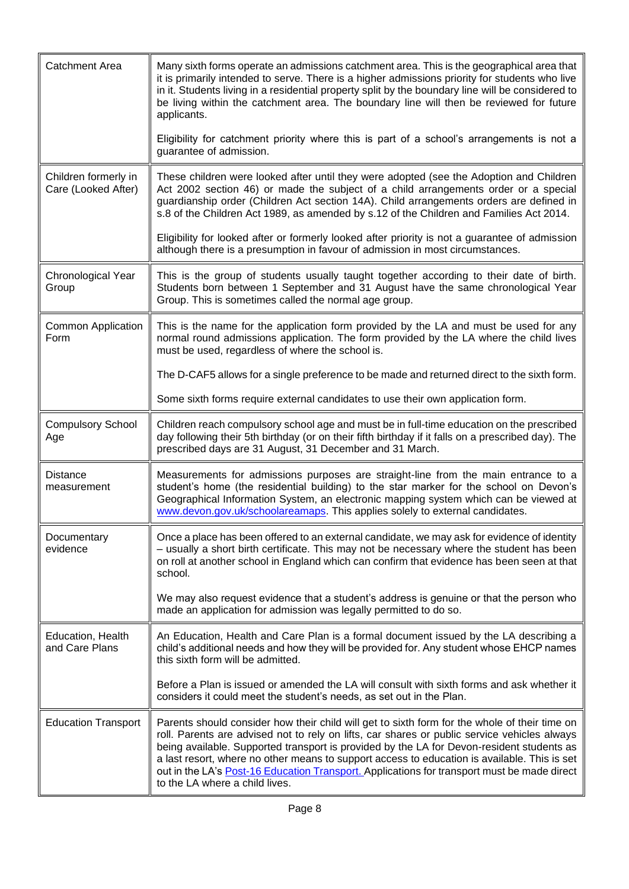| | |
|---|---|
| Catchment Area | Many sixth forms operate an admissions catchment area. This is the geographical area that it is primarily intended to serve. There is a higher admissions priority for students who live in it. Students living in a residential property split by the boundary line will be considered to be living within the catchment area. The boundary line will then be reviewed for future applicants.<br><br>Eligibility for catchment priority where this is part of a school's arrangements is not a guarantee of admission. |
| Children formerly in Care (Looked After) | These children were looked after until they were adopted (see the Adoption and Children Act 2002 section 46) or made the subject of a child arrangements order or a special guardianship order (Children Act section 14A). Child arrangements orders are defined in s.8 of the Children Act 1989, as amended by s.12 of the Children and Families Act 2014.<br><br>Eligibility for looked after or formerly looked after priority is not a guarantee of admission although there is a presumption in favour of admission in most circumstances. |
| Chronological Year Group | This is the group of students usually taught together according to their date of birth. Students born between 1 September and 31 August have the same chronological Year Group. This is sometimes called the normal age group. |
| Common Application Form | This is the name for the application form provided by the LA and must be used for any normal round admissions application. The form provided by the LA where the child lives must be used, regardless of where the school is.<br><br>The D-CAF5 allows for a single preference to be made and returned direct to the sixth form.<br><br>Some sixth forms require external candidates to use their own application form. |
| Compulsory School Age | Children reach compulsory school age and must be in full-time education on the prescribed day following their 5th birthday (or on their fifth birthday if it falls on a prescribed day). The prescribed days are 31 August, 31 December and 31 March. |
| Distance measurement | Measurements for admissions purposes are straight-line from the main entrance to a student's home (the residential building) to the star marker for the school on Devon's Geographical Information System, an electronic mapping system which can be viewed at [www.devon.gov.uk/schoolareamaps](www.devon.gov.uk/schoolareamaps). This applies solely to external candidates. |
| Documentary evidence | Once a place has been offered to an external candidate, we may ask for evidence of identity – usually a short birth certificate. This may not be necessary where the student has been on roll at another school in England which can confirm that evidence has been seen at that school.<br><br>We may also request evidence that a student's address is genuine or that the person who made an application for admission was legally permitted to do so. |
| Education, Health and Care Plans | An Education, Health and Care Plan is a formal document issued by the LA describing a child's additional needs and how they will be provided for. Any student whose EHCP names this sixth form will be admitted.<br><br>Before a Plan is issued or amended the LA will consult with sixth forms and ask whether it considers it could meet the student's needs, as set out in the Plan. |
| Education Transport | Parents should consider how their child will get to sixth form for the whole of their time on roll. Parents are advised not to rely on lifts, car shares or public service vehicles always being available. Supported transport is provided by the LA for Devon-resident students as a last resort, where no other means to support access to education is available. This is set out in the LA's Post-16 Education Transport. Applications for transport must be made direct to the LA where a child lives. |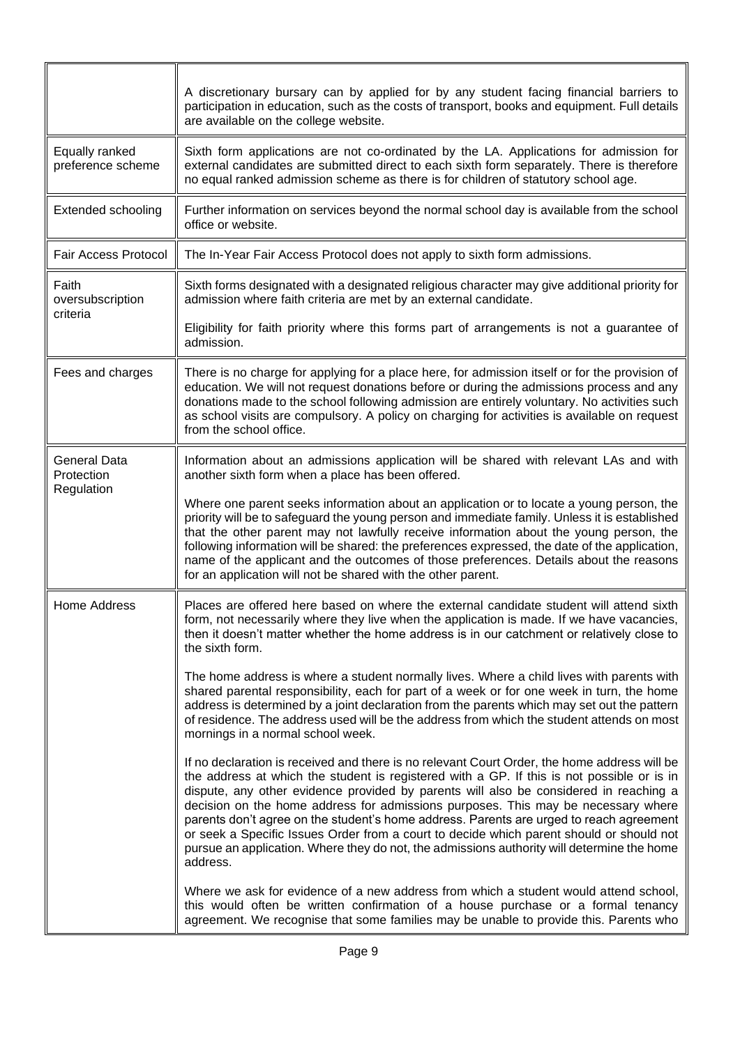| | |
|---|---|
| | A discretionary bursary can by applied for by any student facing financial barriers to participation in education, such as the costs of transport, books and equipment. Full details are available on the college website. |
| Equally ranked preference scheme | Sixth form applications are not co-ordinated by the LA. Applications for admission for external candidates are submitted direct to each sixth form separately. There is therefore no equal ranked admission scheme as there is for children of statutory school age. |
| Extended schooling | Further information on services beyond the normal school day is available from the school office or website. |
| Fair Access Protocol | The In-Year Fair Access Protocol does not apply to sixth form admissions. |
| Faith oversubscription criteria | Sixth forms designated with a designated religious character may give additional priority for admission where faith criteria are met by an external candidate.<br><br>Eligibility for faith priority where this forms part of arrangements is not a guarantee of admission. |
| Fees and charges | There is no charge for applying for a place here, for admission itself or for the provision of education. We will not request donations before or during the admissions process and any donations made to the school following admission are entirely voluntary. No activities such as school visits are compulsory. A policy on charging for activities is available on request from the school office. |
| General Data Protection Regulation | Information about an admissions application will be shared with relevant LAs and with another sixth form when a place has been offered.<br><br>Where one parent seeks information about an application or to locate a young person, the priority will be to safeguard the young person and immediate family. Unless it is established that the other parent may not lawfully receive information about the young person, the following information will be shared: the preferences expressed, the date of the application, name of the applicant and the outcomes of those preferences. Details about the reasons for an application will not be shared with the other parent. |
| Home Address | Places are offered here based on where the external candidate student will attend sixth form, not necessarily where they live when the application is made. If we have vacancies, then it doesn't matter whether the home address is in our catchment or relatively close to the sixth form.<br><br>The home address is where a student normally lives. Where a child lives with parents with shared parental responsibility, each for part of a week or for one week in turn, the home address is determined by a joint declaration from the parents which may set out the pattern of residence. The address used will be the address from which the student attends on most mornings in a normal school week.<br><br>If no declaration is received and there is no relevant Court Order, the home address will be the address at which the student is registered with a GP. If this is not possible or is in dispute, any other evidence provided by parents will also be considered in reaching a decision on the home address for admissions purposes. This may be necessary where parents don't agree on the student's home address. Parents are urged to reach agreement or seek a Specific Issues Order from a court to decide which parent should or should not pursue an application. Where they do not, the admissions authority will determine the home address.<br><br>Where we ask for evidence of a new address from which a student would attend school, this would often be written confirmation of a house purchase or a formal tenancy agreement. We recognise that some families may be unable to provide this. Parents who |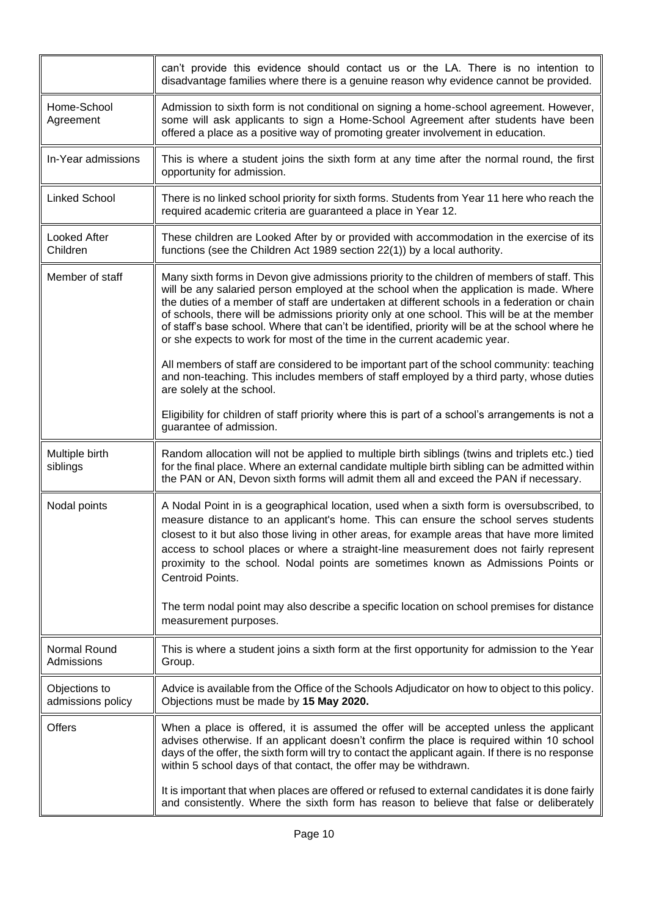| | |
|---|---|
| | can't provide this evidence should contact us or the LA. There is no intention to disadvantage families where there is a genuine reason why evidence cannot be provided. |
| Home-School Agreement | Admission to sixth form is not conditional on signing a home-school agreement. However, some will ask applicants to sign a Home-School Agreement after students have been offered a place as a positive way of promoting greater involvement in education. |
| In-Year admissions | This is where a student joins the sixth form at any time after the normal round, the first opportunity for admission. |
| Linked School | There is no linked school priority for sixth forms. Students from Year 11 here who reach the required academic criteria are guaranteed a place in Year 12. |
| Looked After Children | These children are Looked After by or provided with accommodation in the exercise of its functions (see the Children Act 1989 section 22(1)) by a local authority. |
| Member of staff | Many sixth forms in Devon give admissions priority to the children of members of staff. This will be any salaried person employed at the school when the application is made. Where the duties of a member of staff are undertaken at different schools in a federation or chain of schools, there will be admissions priority only at one school. This will be at the member of staff's base school. Where that can't be identified, priority will be at the school where he or she expects to work for most of the time in the current academic year.<br><br>All members of staff are considered to be important part of the school community: teaching and non-teaching. This includes members of staff employed by a third party, whose duties are solely at the school.<br><br>Eligibility for children of staff priority where this is part of a school's arrangements is not a guarantee of admission. |
| Multiple birth siblings | Random allocation will not be applied to multiple birth siblings (twins and triplets etc.) tied for the final place. Where an external candidate multiple birth sibling can be admitted within the PAN or AN, Devon sixth forms will admit them all and exceed the PAN if necessary. |
| Nodal points | A Nodal Point in is a geographical location, used when a sixth form is oversubscribed, to measure distance to an applicant's home. This can ensure the school serves students closest to it but also those living in other areas, for example areas that have more limited access to school places or where a straight-line measurement does not fairly represent proximity to the school. Nodal points are sometimes known as Admissions Points or Centroid Points.<br><br>The term nodal point may also describe a specific location on school premises for distance measurement purposes. |
| Normal Round Admissions | This is where a student joins a sixth form at the first opportunity for admission to the Year Group. |
| Objections to admissions policy | Advice is available from the Office of the Schools Adjudicator on how to object to this policy. Objections must be made by **15 May 2020.** |
| Offers | When a place is offered, it is assumed the offer will be accepted unless the applicant advises otherwise. If an applicant doesn't confirm the place is required within 10 school days of the offer, the sixth form will try to contact the applicant again. If there is no response within 5 school days of that contact, the offer may be withdrawn.<br><br>It is important that when places are offered or refused to external candidates it is done fairly and consistently. Where the sixth form has reason to believe that false or deliberately |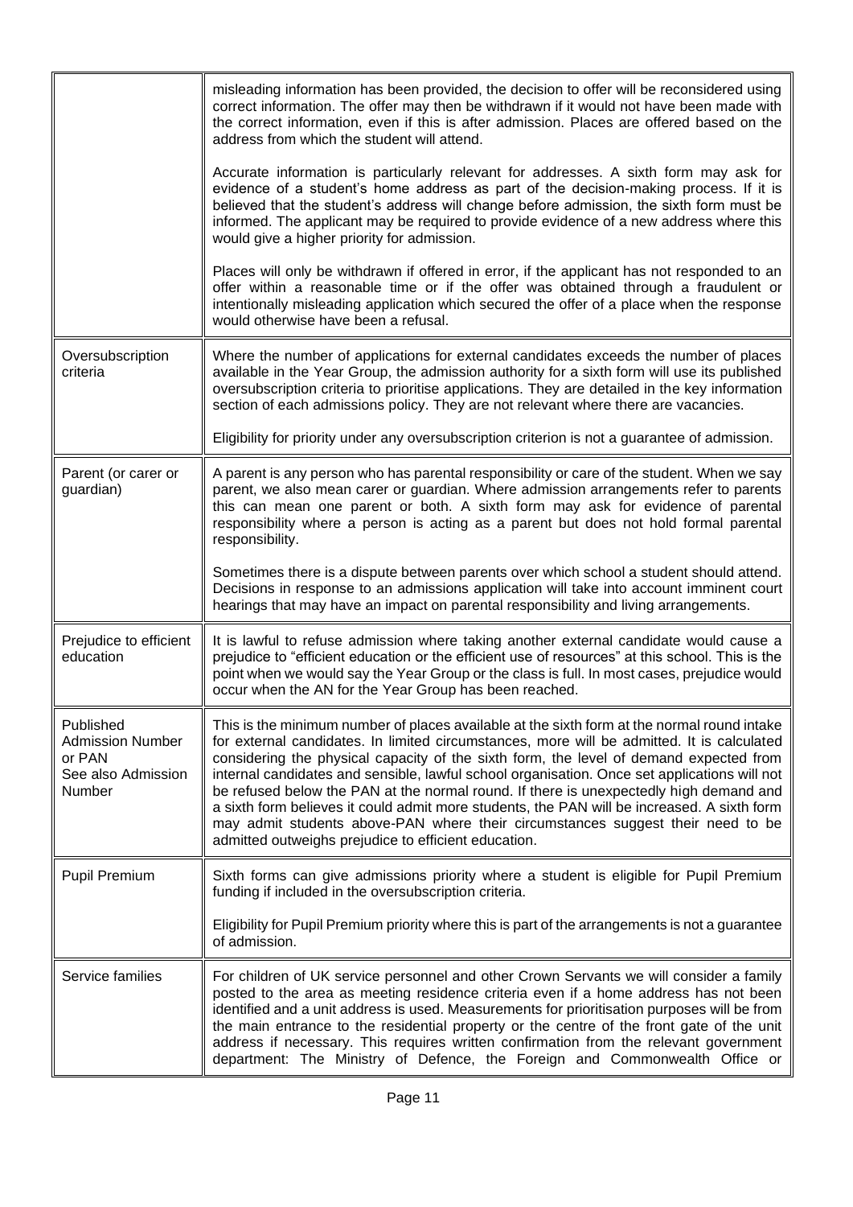| | |
|---|---|
| | misleading information has been provided, the decision to offer will be reconsidered using correct information. The offer may then be withdrawn if it would not have been made with the correct information, even if this is after admission. Places are offered based on the address from which the student will attend.<br><br>Accurate information is particularly relevant for addresses. A sixth form may ask for evidence of a student's home address as part of the decision-making process. If it is believed that the student's address will change before admission, the sixth form must be informed. The applicant may be required to provide evidence of a new address where this would give a higher priority for admission.<br><br>Places will only be withdrawn if offered in error, if the applicant has not responded to an offer within a reasonable time or if the offer was obtained through a fraudulent or intentionally misleading application which secured the offer of a place when the response would otherwise have been a refusal. |
| Oversubscription criteria | Where the number of applications for external candidates exceeds the number of places available in the Year Group, the admission authority for a sixth form will use its published oversubscription criteria to prioritise applications. They are detailed in the key information section of each admissions policy. They are not relevant where there are vacancies.<br><br>Eligibility for priority under any oversubscription criterion is not a guarantee of admission. |
| Parent (or carer or guardian) | A parent is any person who has parental responsibility or care of the student. When we say parent, we also mean carer or guardian. Where admission arrangements refer to parents this can mean one parent or both. A sixth form may ask for evidence of parental responsibility where a person is acting as a parent but does not hold formal parental responsibility.<br><br>Sometimes there is a dispute between parents over which school a student should attend. Decisions in response to an admissions application will take into account imminent court hearings that may have an impact on parental responsibility and living arrangements. |
| Prejudice to efficient education | It is lawful to refuse admission where taking another external candidate would cause a prejudice to "efficient education or the efficient use of resources" at this school. This is the point when we would say the Year Group or the class is full. In most cases, prejudice would occur when the AN for the Year Group has been reached. |
| Published Admission Number or PAN See also Admission Number | This is the minimum number of places available at the sixth form at the normal round intake for external candidates. In limited circumstances, more will be admitted. It is calculated considering the physical capacity of the sixth form, the level of demand expected from internal candidates and sensible, lawful school organisation. Once set applications will not be refused below the PAN at the normal round. If there is unexpectedly high demand and a sixth form believes it could admit more students, the PAN will be increased. A sixth form may admit students above-PAN where their circumstances suggest their need to be admitted outweighs prejudice to efficient education. |
| Pupil Premium | Sixth forms can give admissions priority where a student is eligible for Pupil Premium funding if included in the oversubscription criteria.<br><br>Eligibility for Pupil Premium priority where this is part of the arrangements is not a guarantee of admission. |
| Service families | For children of UK service personnel and other Crown Servants we will consider a family posted to the area as meeting residence criteria even if a home address has not been identified and a unit address is used. Measurements for prioritisation purposes will be from the main entrance to the residential property or the centre of the front gate of the unit address if necessary. This requires written confirmation from the relevant government department: The Ministry of Defence, the Foreign and Commonwealth Office or |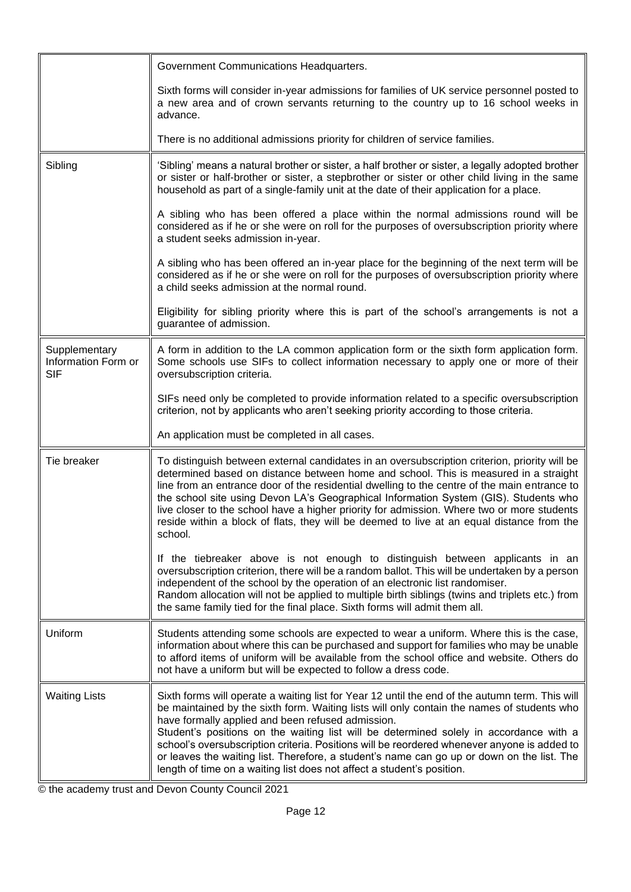| | |
|---|---|
| | Government Communications Headquarters.<br><br>Sixth forms will consider in-year admissions for families of UK service personnel posted to a new area and of crown servants returning to the country up to 16 school weeks in advance.<br><br>There is no additional admissions priority for children of service families. |
| Sibling | 'Sibling' means a natural brother or sister, a half brother or sister, a legally adopted brother or sister or half-brother or sister, a stepbrother or sister or other child living in the same household as part of a single-family unit at the date of their application for a place.<br><br>A sibling who has been offered a place within the normal admissions round will be considered as if he or she were on roll for the purposes of oversubscription priority where a student seeks admission in-year.<br><br>A sibling who has been offered an in-year place for the beginning of the next term will be considered as if he or she were on roll for the purposes of oversubscription priority where a child seeks admission at the normal round.<br><br>Eligibility for sibling priority where this is part of the school's arrangements is not a guarantee of admission. |
| Supplementary Information Form or SIF | A form in addition to the LA common application form or the sixth form application form. Some schools use SIFs to collect information necessary to apply one or more of their oversubscription criteria.<br><br>SIFs need only be completed to provide information related to a specific oversubscription criterion, not by applicants who aren't seeking priority according to those criteria.<br><br>An application must be completed in all cases. |
| Tie breaker | To distinguish between external candidates in an oversubscription criterion, priority will be determined based on distance between home and school. This is measured in a straight line from an entrance door of the residential dwelling to the centre of the main entrance to the school site using Devon LA's Geographical Information System (GIS). Students who live closer to the school have a higher priority for admission. Where two or more students reside within a block of flats, they will be deemed to live at an equal distance from the school.<br><br>If the tiebreaker above is not enough to distinguish between applicants in an oversubscription criterion, there will be a random ballot. This will be undertaken by a person independent of the school by the operation of an electronic list randomiser.<br>Random allocation will not be applied to multiple birth siblings (twins and triplets etc.) from the same family tied for the final place. Sixth forms will admit them all. |
| Uniform | Students attending some schools are expected to wear a uniform. Where this is the case, information about where this can be purchased and support for families who may be unable to afford items of uniform will be available from the school office and website. Others do not have a uniform but will be expected to follow a dress code. |
| Waiting Lists | Sixth forms will operate a waiting list for Year 12 until the end of the autumn term. This will be maintained by the sixth form. Waiting lists will only contain the names of students who have formally applied and been refused admission.<br>Student's positions on the waiting list will be determined solely in accordance with a school's oversubscription criteria. Positions will be reordered whenever anyone is added to or leaves the waiting list. Therefore, a student's name can go up or down on the list. The length of time on a waiting list does not affect a student's position. |

© the academy trust and Devon County Council 2021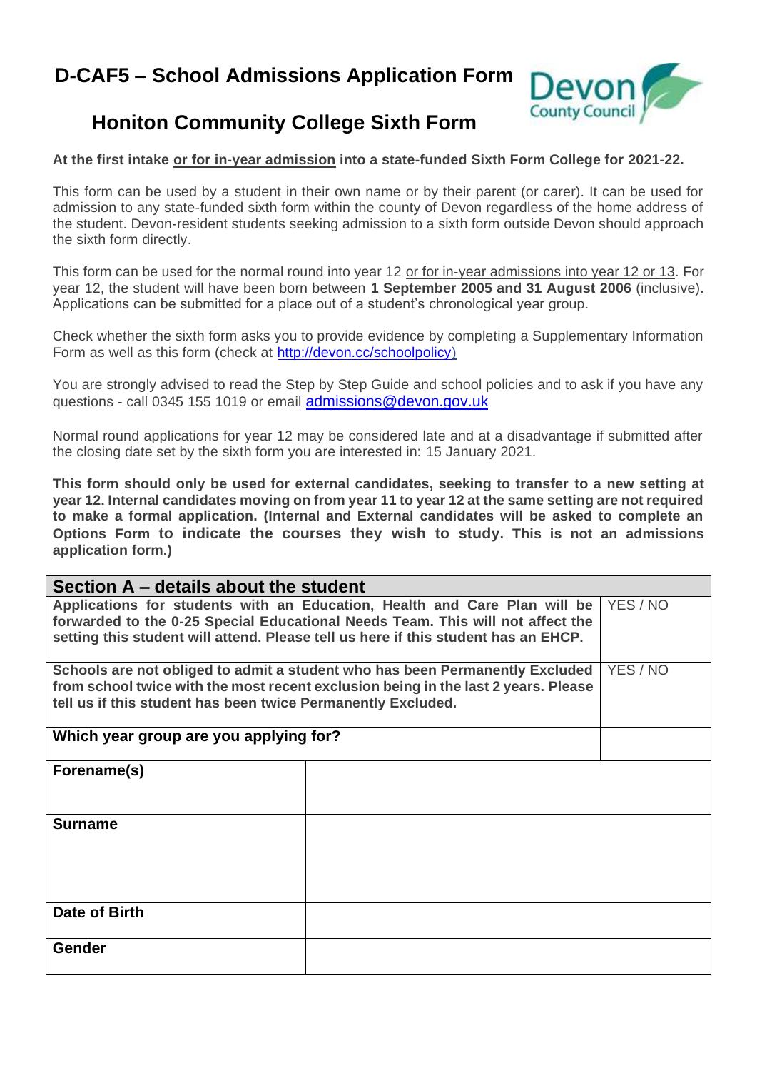# D-CAF5 – School Admissions Application Form

## Honiton Community College Sixth Form

**At the first intake or for in-year admission into a state-funded Sixth Form College for 2021-22.**

This form can be used by a student in their own name or by their parent (or carer). It can be used for admission to any state-funded sixth form within the county of Devon regardless of the home address of the student. Devon-resident students seeking admission to a sixth form outside Devon should approach the sixth form directly.

This form can be used for the normal round into year 12 or for in-year admissions into year 12 or 13. For year 12, the student will have been born between **1 September 2005 and 31 August 2006** (inclusive). Applications can be submitted for a place out of a student's chronological year group.

Check whether the sixth form asks you to provide evidence by completing a Supplementary Information Form as well as this form (check at http://devon.cc/schoolpolicy)

You are strongly advised to read the Step by Step Guide and school policies and to ask if you have any questions - call 0345 155 1019 or email admissions@devon.gov.uk

Normal round applications for year 12 may be considered late and at a disadvantage if submitted after the closing date set by the sixth form you are interested in: 15 January 2021.

**This form should only be used for external candidates, seeking to transfer to a new setting at year 12. Internal candidates moving on from year 11 to year 12 at the same setting are not required to make a formal application. (Internal and External candidates will be asked to complete an Options Form to indicate the courses they wish to study. This is not an admissions application form.)**

| Section A – details about the student | |
|---|---|
| **Applications for students with an Education, Health and Care Plan will be forwarded to the 0-25 Special Educational Needs Team. This will not affect the setting this student will attend. Please tell us here if this student has an EHCP.** | YES / NO |
| **Schools are not obliged to admit a student who has been Permanently Excluded from school twice with the most recent exclusion being in the last 2 years. Please tell us if this student has been twice Permanently Excluded.** | YES / NO |
| **Which year group are you applying for?** | |
| **Forename(s)** | |
| **Surname** | |
| **Date of Birth** | |
| **Gender** | |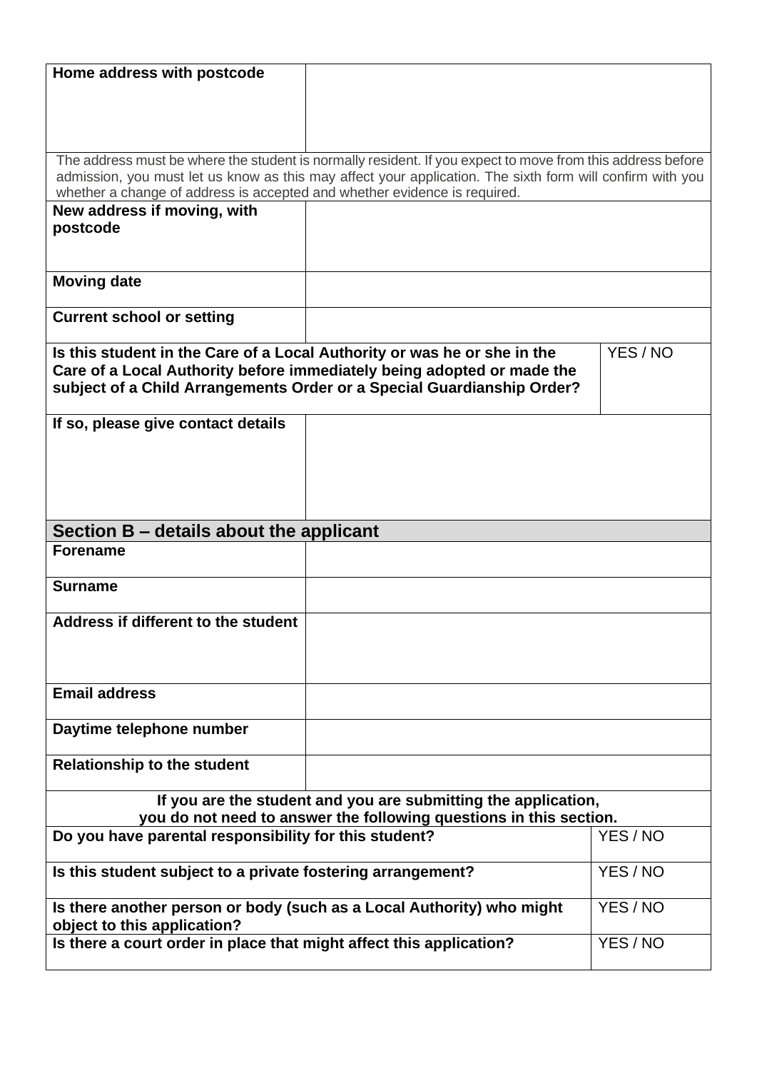| | |
|---|---|
| **Home address with postcode** | |
| The address must be where the student is normally resident. If you expect to move from this address before admission, you must let us know as this may affect your application. The sixth form will confirm with you whether a change of address is accepted and whether evidence is required. | |
| **New address if moving, with postcode** | |
| **Moving date** | |
| **Current school or setting** | |
| **Is this student in the Care of a Local Authority or was he or she in the Care of a Local Authority before immediately being adopted or made the subject of a Child Arrangements Order or a Special Guardianship Order?** | YES / NO |
| **If so, please give contact details** | |

## Section B – details about the applicant

| | |
|---|---|
| **Forename** | |
| **Surname** | |
| **Address if different to the student** | |
| **Email address** | |
| **Daytime telephone number** | |
| **Relationship to the student** | |
| **If you are the student and you are submitting the application, you do not need to answer the following questions in this section.** | |
| **Do you have parental responsibility for this student?** | YES / NO |
| **Is this student subject to a private fostering arrangement?** | YES / NO |
| **Is there another person or body (such as a Local Authority) who might object to this application?** | YES / NO |
| **Is there a court order in place that might affect this application?** | YES / NO |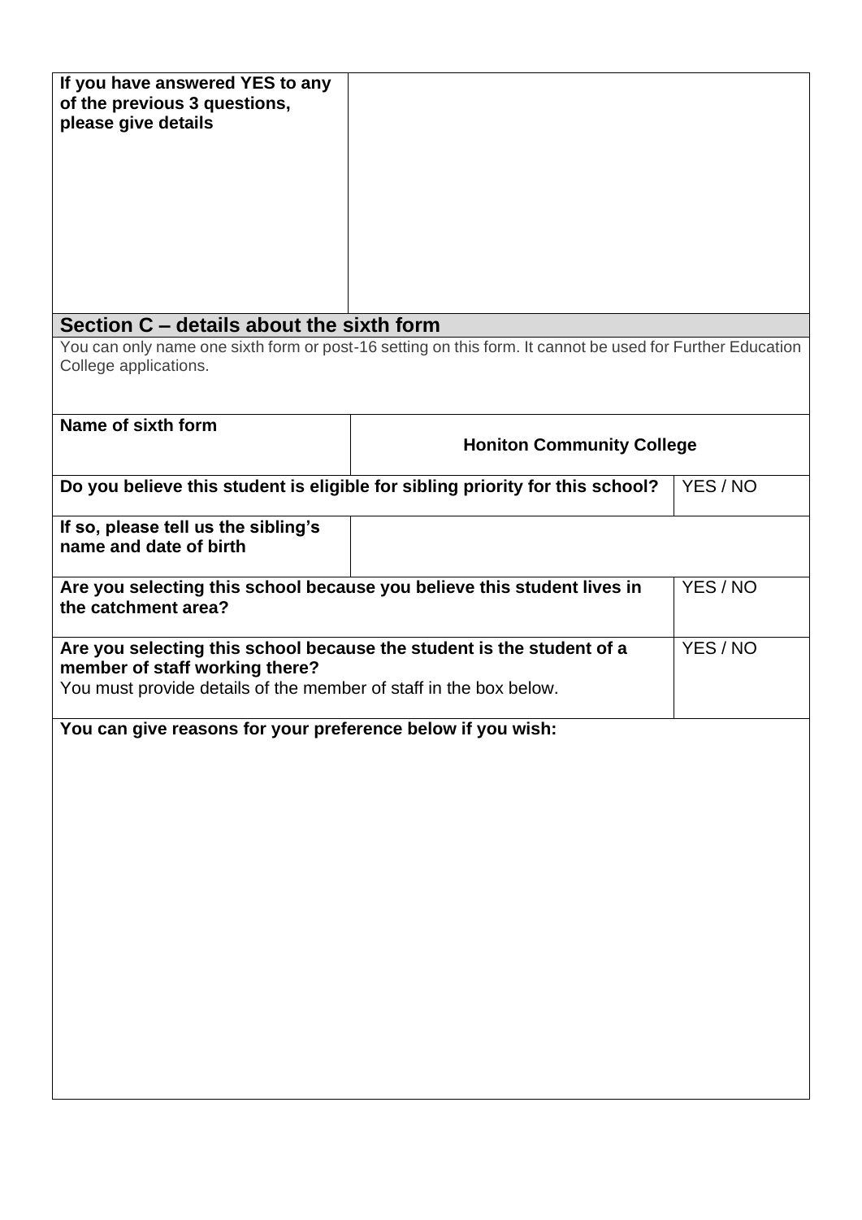| **If you have answered YES to any of the previous 3 questions, please give details** | |
|---|---|

## Section C – details about the sixth form

You can only name one sixth form or post-16 setting on this form. It cannot be used for Further Education College applications.

| **Name of sixth form** | **Honiton Community College** |
|---|---|
| **Do you believe this student is eligible for sibling priority for this school?** | YES / NO |
| **If so, please tell us the sibling's name and date of birth** | |
| **Are you selecting this school because you believe this student lives in the catchment area?** | YES / NO |
| **Are you selecting this school because the student is the student of a member of staff working there?** You must provide details of the member of staff in the box below. | YES / NO |

**You can give reasons for your preference below if you wish:**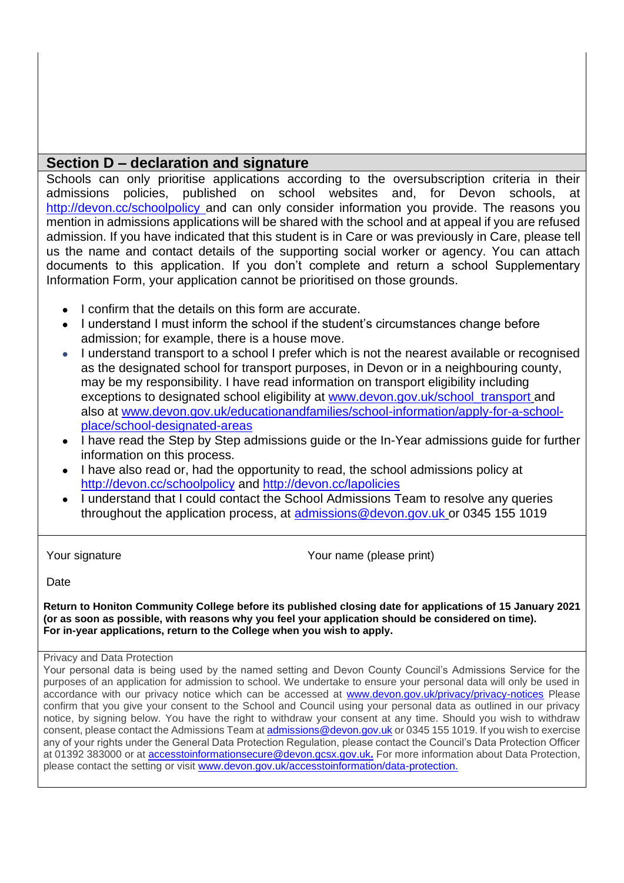## Section D – declaration and signature

Schools can only prioritise applications according to the oversubscription criteria in their admissions policies, published on school websites and, for Devon schools, at http://devon.cc/schoolpolicy and can only consider information you provide. The reasons you mention in admissions applications will be shared with the school and at appeal if you are refused admission. If you have indicated that this student is in Care or was previously in Care, please tell us the name and contact details of the supporting social worker or agency. You can attach documents to this application. If you don't complete and return a school Supplementary Information Form, your application cannot be prioritised on those grounds.

- I confirm that the details on this form are accurate.
- I understand I must inform the school if the student's circumstances change before admission; for example, there is a house move.
- I understand transport to a school I prefer which is not the nearest available or recognised as the designated school for transport purposes, in Devon or in a neighbouring county, may be my responsibility. I have read information on transport eligibility including exceptions to designated school eligibility at www.devon.gov.uk/school_transport and also at www.devon.gov.uk/educationandfamilies/school-information/apply-for-a-school-place/school-designated-areas
- I have read the Step by Step admissions guide or the In-Year admissions guide for further information on this process.
- I have also read or, had the opportunity to read, the school admissions policy at http://devon.cc/schoolpolicy and http://devon.cc/lapolicies
- I understand that I could contact the School Admissions Team to resolve any queries throughout the application process, at admissions@devon.gov.uk or 0345 155 1019

Your signature

Your name (please print)

Date

**Return to Honiton Community College before its published closing date for applications of 15 January 2021 (or as soon as possible, with reasons why you feel your application should be considered on time). For in-year applications, return to the College when you wish to apply.**

Privacy and Data Protection

Your personal data is being used by the named setting and Devon County Council's Admissions Service for the purposes of an application for admission to school. We undertake to ensure your personal data will only be used in accordance with our privacy notice which can be accessed at www.devon.gov.uk/privacy/privacy-notices Please confirm that you give your consent to the School and Council using your personal data as outlined in our privacy notice, by signing below. You have the right to withdraw your consent at any time. Should you wish to withdraw consent, please contact the Admissions Team at admissions@devon.gov.uk or 0345 155 1019. If you wish to exercise any of your rights under the General Data Protection Regulation, please contact the Council's Data Protection Officer at 01392 383000 or at accesstoinformationsecure@devon.gcsx.gov.uk. For more information about Data Protection, please contact the setting or visit www.devon.gov.uk/accesstoinformation/data-protection.